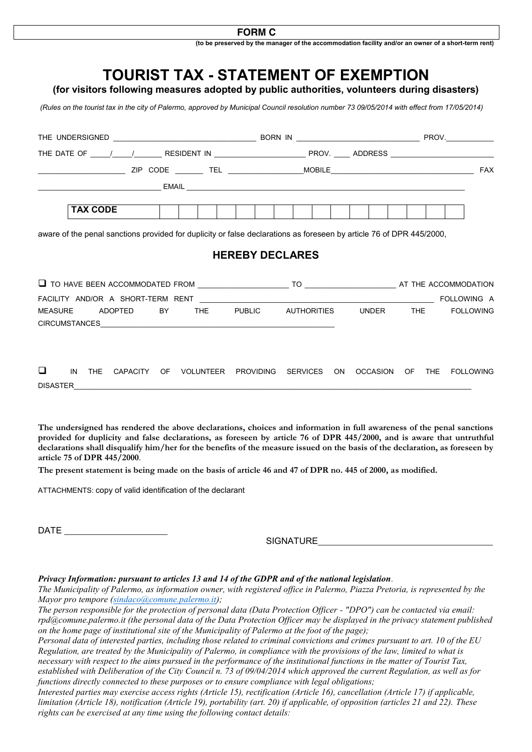**FORM C**

**(to be preserved by the manager of the accommodation facility and/or an owner of a short-term rent)**

# TOURIST TAX - STATEMENT OF EXEMPTION

## (for visitors following measures adopted by public authorities, volunteers during disasters)

*(Rules on the tourist tax in the city of Palermo, approved by Municipal Council resolution number 73 09/05/2014 with effect from 17/05/2014)*

THE UNDERSIGNED ________________________________ BORN IN ____________________________ PROV.___________

THE DATE OF ____/____/______ RESIDENT IN ____________________ PROV. ____ ADDRESS _______________________

____________________ ZIP CODE _______ TEL _________________MOBILE_________________________________ FAX

____________________________ EMAIL _____________________________________________________________

| **TAX CODE** | | | | | | | | | | | | | | | | |
|---|---|---|---|---|---|---|---|---|---|---|---|---|---|---|---|---|

aware of the penal sanctions provided for duplicity or false declarations as foreseen by article 76 of DPR 445/2000,

## HEREBY DECLARES

❑ TO HAVE BEEN ACCOMMODATED FROM ____________________ TO ____________________ AT THE ACCOMMODATION FACILITY AND/OR A SHORT-TERM RENT ______________________________________________ FOLLOWING A MEASURE ADOPTED BY THE PUBLIC AUTHORITIES UNDER THE FOLLOWING CIRCUMSTANCES______________________________________________________

❑ IN THE CAPACITY OF VOLUNTEER PROVIDING SERVICES ON OCCASION OF THE FOLLOWING DISASTER_______________________________________________________________________________________

**The undersigned has rendered the above declarations, choices and information in full awareness of the penal sanctions provided for duplicity and false declarations, as foreseen by article 76 of DPR 445/2000, and is aware that untruthful declarations shall disqualify him/her for the benefits of the measure issued on the basis of the declaration, as foreseen by article 75 of DPR 445/2000**.

**The present statement is being made on the basis of article 46 and 47 of DPR no. 445 of 2000, as modified.**

ATTACHMENTS: copy of valid identification of the declarant

DATE ____________________

SIGNATURE__________________________________

***Privacy Information: pursuant to articles 13 and 14 of the GDPR and of the national legislation****.*

*The Municipality of Palermo, as information owner, with registered office in Palermo, Piazza Pretoria, is represented by the Mayor pro tempore (sindaco@comune.palermo.it);*

*The person responsible for the protection of personal data (Data Protection Officer - "DPO") can be contacted via email: rpd@comune.palermo.it (the personal data of the Data Protection Officer may be displayed in the privacy statement published on the home page of institutional site of the Municipality of Palermo at the foot of the page);*

*Personal data of interested parties, including those related to criminal convictions and crimes pursuant to art. 10 of the EU Regulation, are treated by the Municipality of Palermo, in compliance with the provisions of the law, limited to what is necessary with respect to the aims pursued in the performance of the institutional functions in the matter of Tourist Tax, established with Deliberation of the City Council n. 73 of 09/04/2014 which approved the current Regulation, as well as for functions directly connected to these purposes or to ensure compliance with legal obligations;*

*Interested parties may exercise access rights (Article 15), rectification (Article 16), cancellation (Article 17) if applicable, limitation (Article 18), notification (Article 19), portability (art. 20) if applicable, of opposition (articles 21 and 22). These rights can be exercised at any time using the following contact details:*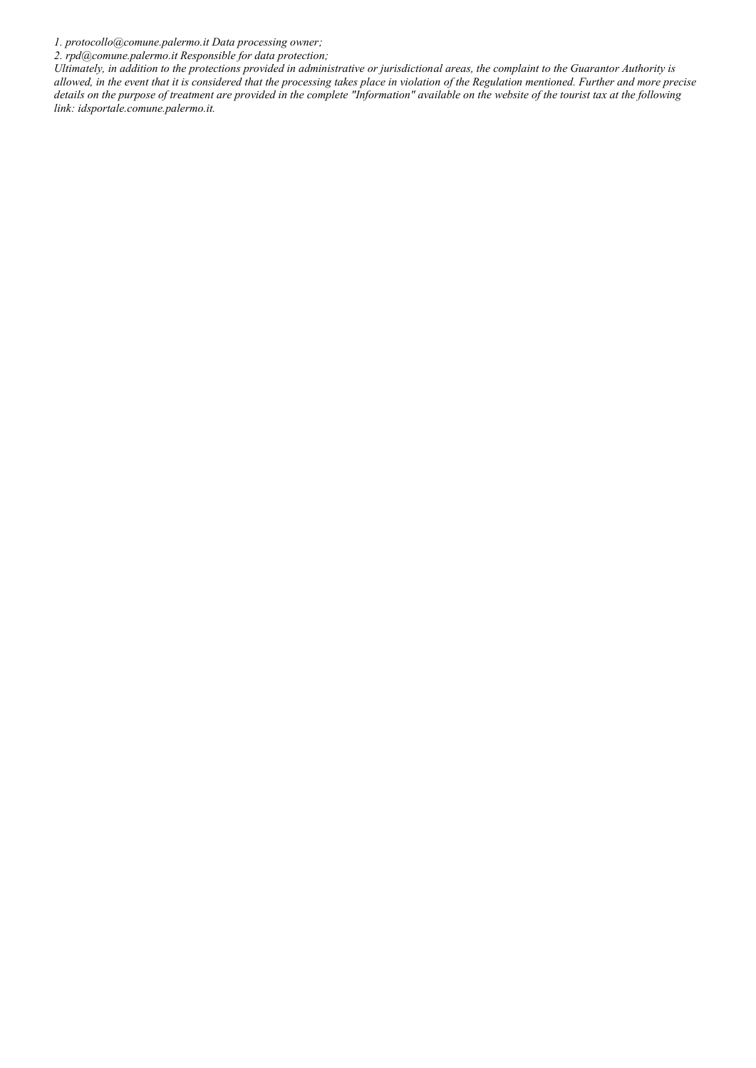*1. protocollo@comune.palermo.it Data processing owner;*

*2. rpd@comune.palermo.it Responsible for data protection;*

*Ultimately, in addition to the protections provided in administrative or jurisdictional areas, the complaint to the Guarantor Authority is allowed, in the event that it is considered that the processing takes place in violation of the Regulation mentioned. Further and more precise details on the purpose of treatment are provided in the complete "Information" available on the website of the tourist tax at the following link: idsportale.comune.palermo.it.*